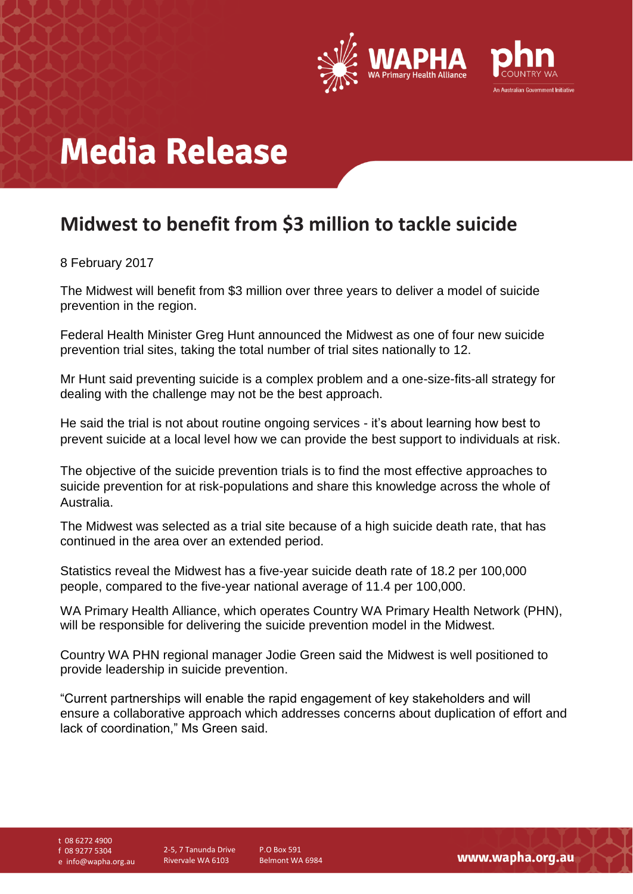# Media Release

## Midwest to benefit from $3 million to tackle suicide

8 February 2017

The Midwest will benefit from $3 million over three years to deliver a model of suicide prevention in the region.

Federal Health Minister Greg Hunt announced the Midwest as one of four new suicide prevention trial sites, taking the total number of trial sites nationally to 12.

Mr Hunt said preventing suicide is a complex problem and a one-size-fits-all strategy for dealing with the challenge may not be the best approach.

He said the trial is not about routine ongoing services - it's about learning how best to prevent suicide at a local level how we can provide the best support to individuals at risk.

The objective of the suicide prevention trials is to find the most effective approaches to suicide prevention for at risk-populations and share this knowledge across the whole of Australia.

The Midwest was selected as a trial site because of a high suicide death rate, that has continued in the area over an extended period.

Statistics reveal the Midwest has a five-year suicide death rate of 18.2 per 100,000 people, compared to the five-year national average of 11.4 per 100,000.

WA Primary Health Alliance, which operates Country WA Primary Health Network (PHN), will be responsible for delivering the suicide prevention model in the Midwest.

Country WA PHN regional manager Jodie Green said the Midwest is well positioned to provide leadership in suicide prevention.

"Current partnerships will enable the rapid engagement of key stakeholders and will ensure a collaborative approach which addresses concerns about duplication of effort and lack of coordination," Ms Green said.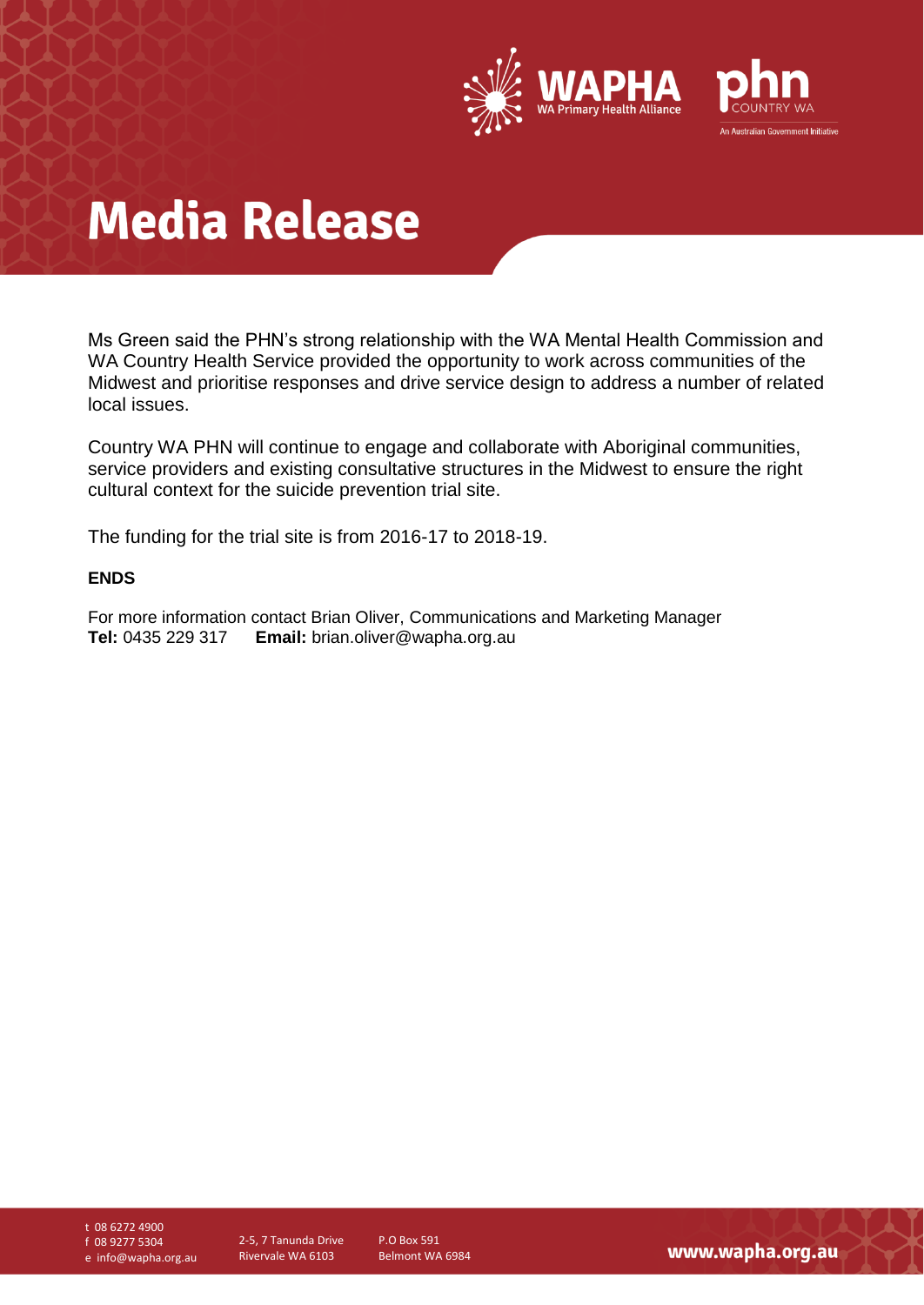# Media Release

Ms Green said the PHN's strong relationship with the WA Mental Health Commission and WA Country Health Service provided the opportunity to work across communities of the Midwest and prioritise responses and drive service design to address a number of related local issues.

Country WA PHN will continue to engage and collaborate with Aboriginal communities, service providers and existing consultative structures in the Midwest to ensure the right cultural context for the suicide prevention trial site.

The funding for the trial site is from 2016-17 to 2018-19.

**ENDS**

For more information contact Brian Oliver, Communications and Marketing Manager
**Tel:** 0435 229 317 **Email:** brian.oliver@wapha.org.au